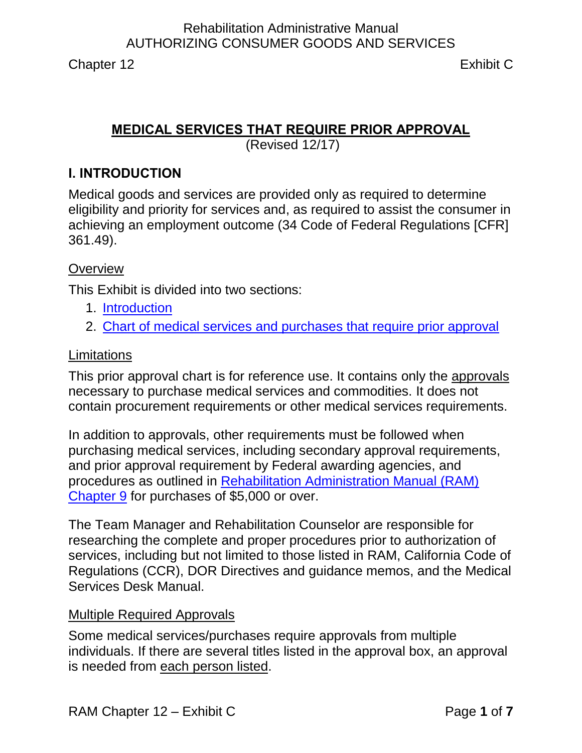# MEDICAL SERVICES THAT REQUIRE PRIOR APPROVAL

(Revised 12/17)

## I. INTRODUCTION

Medical goods and services are provided only as required to determine eligibility and priority for services and, as required to assist the consumer in achieving an employment outcome (34 Code of Federal Regulations [CFR] 361.49).

### Overview

This Exhibit is divided into two sections:

1. Introduction
2. Chart of medical services and purchases that require prior approval

### Limitations

This prior approval chart is for reference use. It contains only the approvals necessary to purchase medical services and commodities. It does not contain procurement requirements or other medical services requirements.

In addition to approvals, other requirements must be followed when purchasing medical services, including secondary approval requirements, and prior approval requirement by Federal awarding agencies, and procedures as outlined in Rehabilitation Administration Manual (RAM) Chapter 9 for purchases of $5,000 or over.

The Team Manager and Rehabilitation Counselor are responsible for researching the complete and proper procedures prior to authorization of services, including but not limited to those listed in RAM, California Code of Regulations (CCR), DOR Directives and guidance memos, and the Medical Services Desk Manual.

### Multiple Required Approvals

Some medical services/purchases require approvals from multiple individuals. If there are several titles listed in the approval box, an approval is needed from each person listed.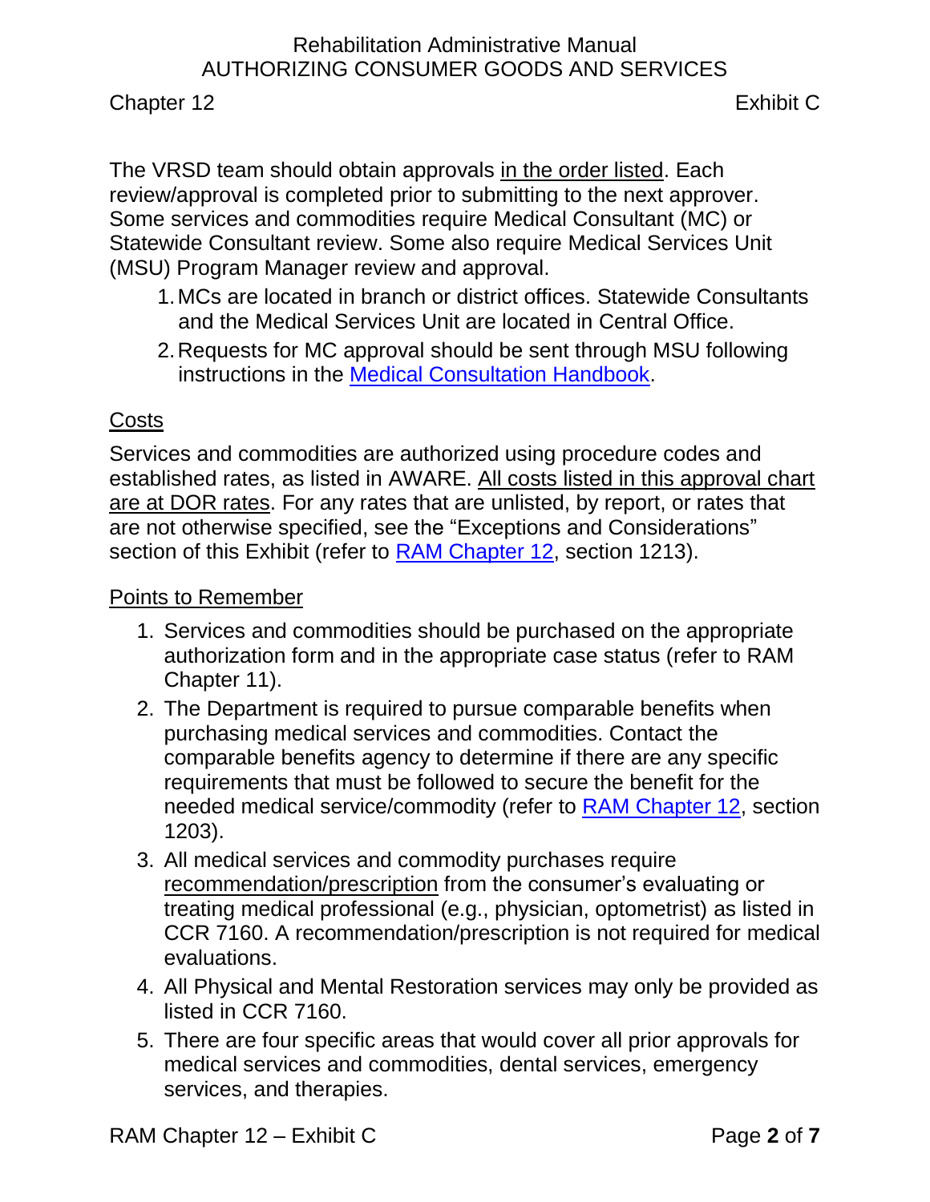The VRSD team should obtain approvals <u>in the order listed</u>. Each review/approval is completed prior to submitting to the next approver. Some services and commodities require Medical Consultant (MC) or Statewide Consultant review. Some also require Medical Services Unit (MSU) Program Manager review and approval.

1. MCs are located in branch or district offices. Statewide Consultants and the Medical Services Unit are located in Central Office.
2. Requests for MC approval should be sent through MSU following instructions in the Medical Consultation Handbook.

<u>Costs</u>

Services and commodities are authorized using procedure codes and established rates, as listed in AWARE. <u>All costs listed in this approval chart are at DOR rates</u>. For any rates that are unlisted, by report, or rates that are not otherwise specified, see the "Exceptions and Considerations" section of this Exhibit (refer to RAM Chapter 12, section 1213).

<u>Points to Remember</u>

1. Services and commodities should be purchased on the appropriate authorization form and in the appropriate case status (refer to RAM Chapter 11).
2. The Department is required to pursue comparable benefits when purchasing medical services and commodities. Contact the comparable benefits agency to determine if there are any specific requirements that must be followed to secure the benefit for the needed medical service/commodity (refer to RAM Chapter 12, section 1203).
3. All medical services and commodity purchases require <u>recommendation/prescription</u> from the consumer's evaluating or treating medical professional (e.g., physician, optometrist) as listed in CCR 7160. A recommendation/prescription is not required for medical evaluations.
4. All Physical and Mental Restoration services may only be provided as listed in CCR 7160.
5. There are four specific areas that would cover all prior approvals for medical services and commodities, dental services, emergency services, and therapies.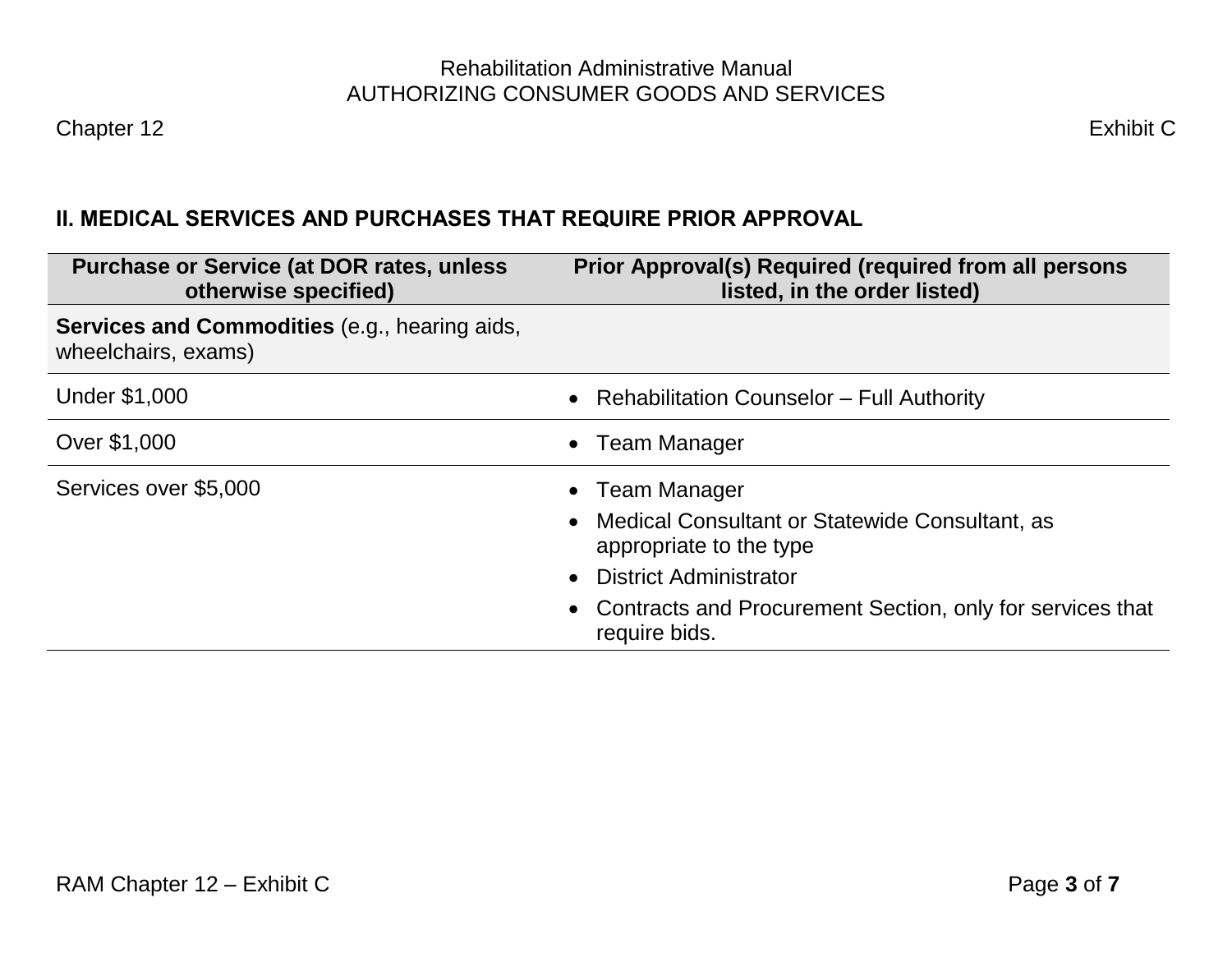## II. MEDICAL SERVICES AND PURCHASES THAT REQUIRE PRIOR APPROVAL

| Purchase or Service (at DOR rates, unless otherwise specified) | Prior Approval(s) Required (required from all persons listed, in the order listed) |
|---|---|
| **Services and Commodities** (e.g., hearing aids, wheelchairs, exams) | |
| Under $1,000 | • Rehabilitation Counselor – Full Authority |
| Over $1,000 | • Team Manager |
| Services over $5,000 | • Team Manager<br>• Medical Consultant or Statewide Consultant, as appropriate to the type<br>• District Administrator<br>• Contracts and Procurement Section, only for services that require bids. |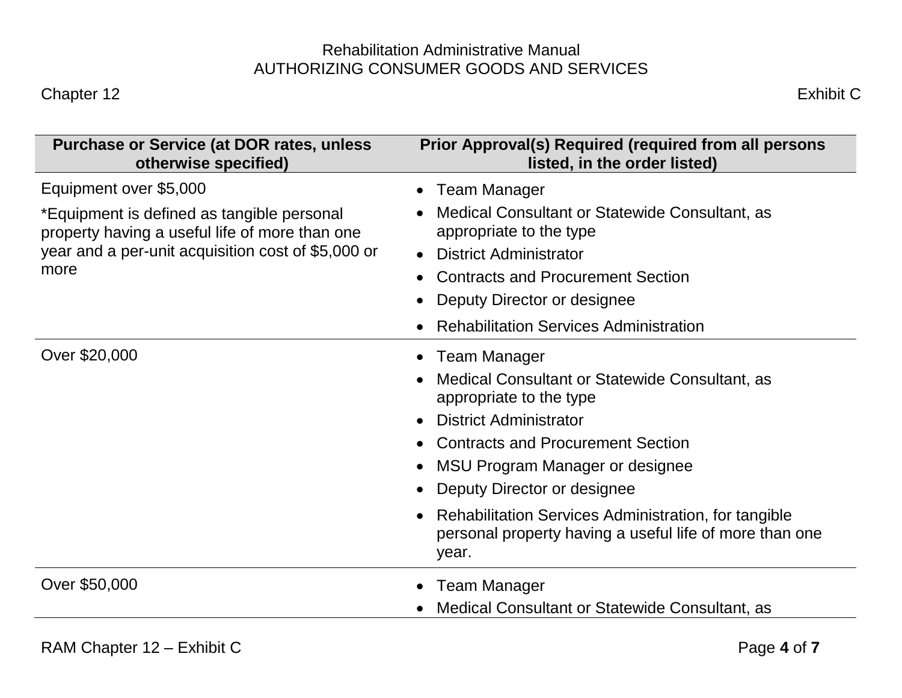| Purchase or Service (at DOR rates, unless otherwise specified) | Prior Approval(s) Required (required from all persons listed, in the order listed) |
| --- | --- |
| Equipment over $5,000<br><br>*Equipment is defined as tangible personal property having a useful life of more than one year and a per-unit acquisition cost of $5,000 or more | • Team Manager<br>• Medical Consultant or Statewide Consultant, as appropriate to the type<br>• District Administrator<br>• Contracts and Procurement Section<br>• Deputy Director or designee<br>• Rehabilitation Services Administration |
| Over $20,000 | • Team Manager<br>• Medical Consultant or Statewide Consultant, as appropriate to the type<br>• District Administrator<br>• Contracts and Procurement Section<br>• MSU Program Manager or designee<br>• Deputy Director or designee<br>• Rehabilitation Services Administration, for tangible personal property having a useful life of more than one year. |
| Over $50,000 | • Team Manager<br>• Medical Consultant or Statewide Consultant, as |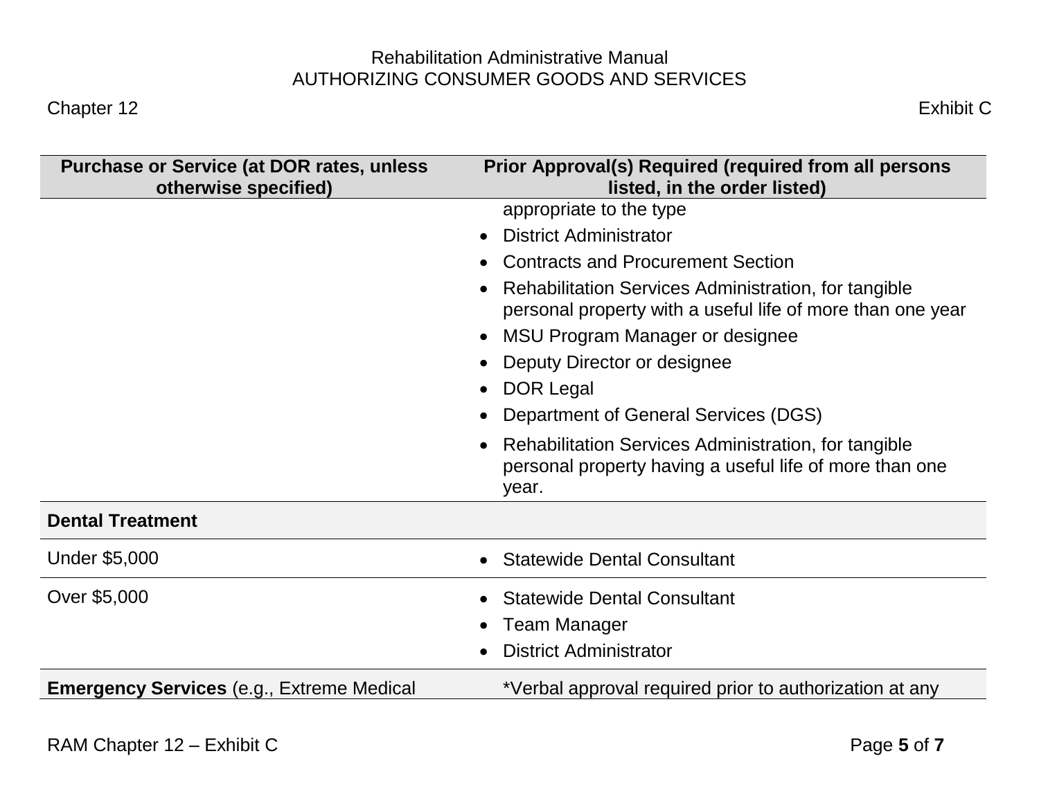| Purchase or Service (at DOR rates, unless otherwise specified) | Prior Approval(s) Required (required from all persons listed, in the order listed) |
|---|---|
| | appropriate to the type<br>• District Administrator<br>• Contracts and Procurement Section<br>• Rehabilitation Services Administration, for tangible personal property with a useful life of more than one year<br>• MSU Program Manager or designee<br>• Deputy Director or designee<br>• DOR Legal<br>• Department of General Services (DGS)<br>• Rehabilitation Services Administration, for tangible personal property having a useful life of more than one year. |
| **Dental Treatment** | |
| Under $5,000 | • Statewide Dental Consultant |
| Over $5,000 | • Statewide Dental Consultant<br>• Team Manager<br>• District Administrator |
| **Emergency Services** (e.g., Extreme Medical | *Verbal approval required prior to authorization at any |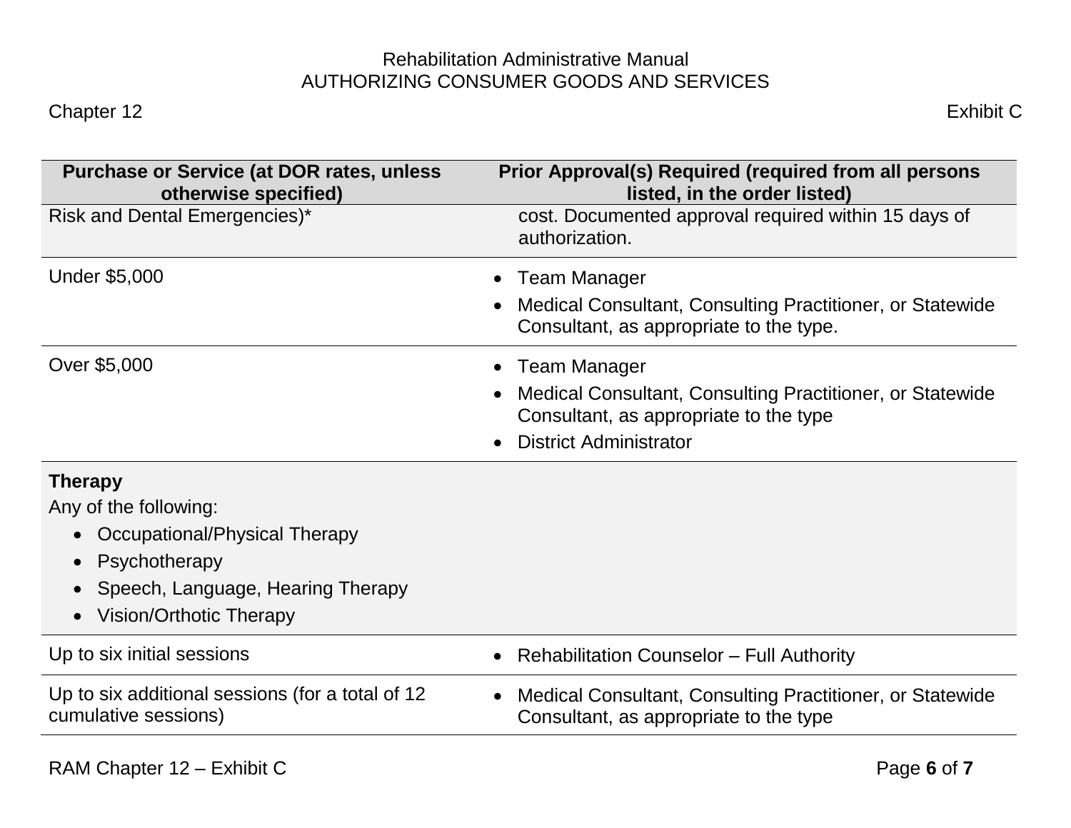| Purchase or Service (at DOR rates, unless otherwise specified) | Prior Approval(s) Required (required from all persons listed, in the order listed) |
|---|---|
| Risk and Dental Emergencies)* | cost. Documented approval required within 15 days of authorization. |
| Under $5,000 | • Team Manager<br>• Medical Consultant, Consulting Practitioner, or Statewide Consultant, as appropriate to the type. |
| Over $5,000 | • Team Manager<br>• Medical Consultant, Consulting Practitioner, or Statewide Consultant, as appropriate to the type<br>• District Administrator |
| **Therapy**<br>Any of the following:<br>• Occupational/Physical Therapy<br>• Psychotherapy<br>• Speech, Language, Hearing Therapy<br>• Vision/Orthotic Therapy | |
| Up to six initial sessions | • Rehabilitation Counselor – Full Authority |
| Up to six additional sessions (for a total of 12 cumulative sessions) | • Medical Consultant, Consulting Practitioner, or Statewide Consultant, as appropriate to the type |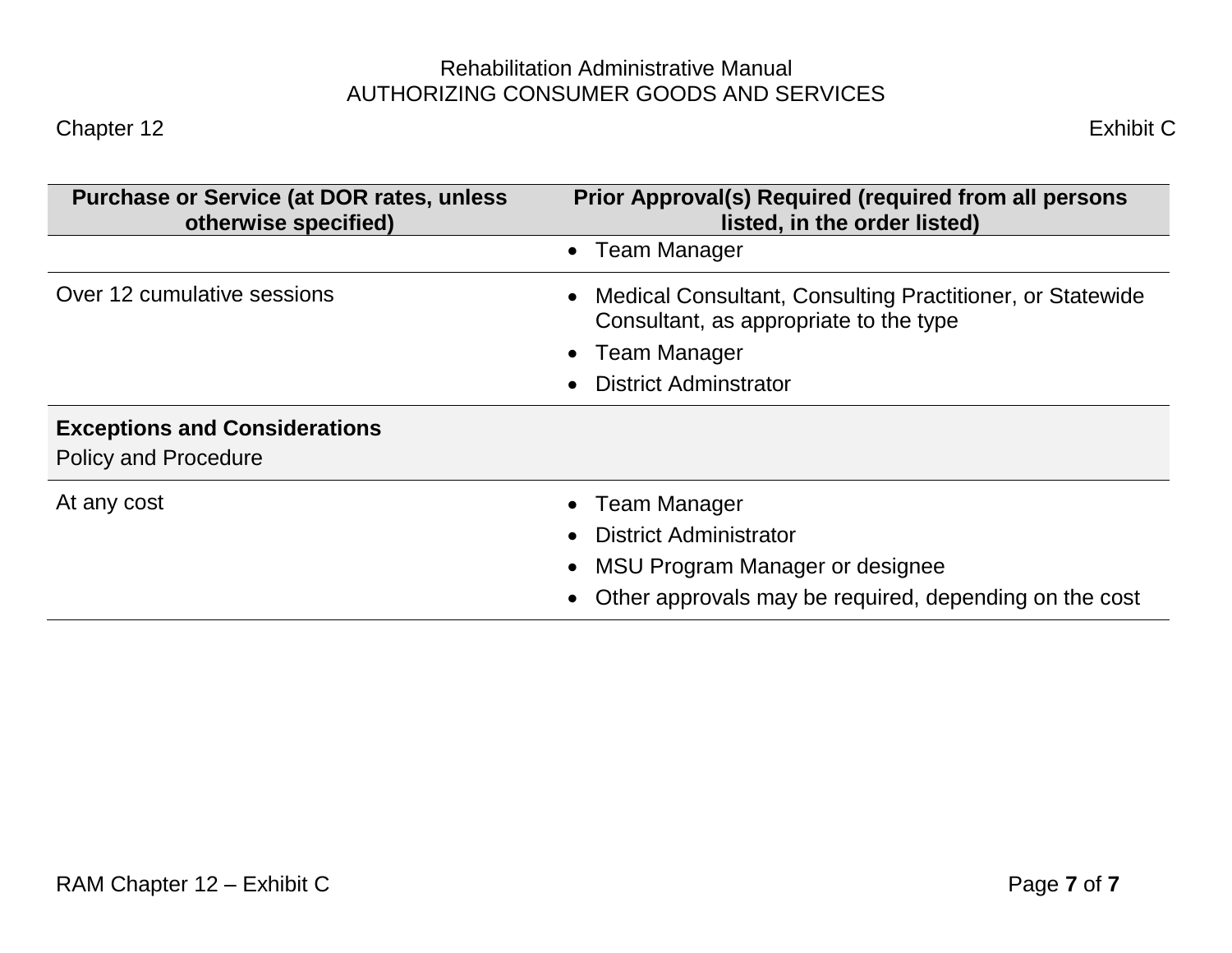| Purchase or Service (at DOR rates, unless otherwise specified) | Prior Approval(s) Required (required from all persons listed, in the order listed) |
|---|---|
| | • Team Manager |
| Over 12 cumulative sessions | • Medical Consultant, Consulting Practitioner, or Statewide Consultant, as appropriate to the type<br>• Team Manager<br>• District Adminstrator |
| **Exceptions and Considerations**<br>Policy and Procedure | |
| At any cost | • Team Manager<br>• District Administrator<br>• MSU Program Manager or designee<br>• Other approvals may be required, depending on the cost |